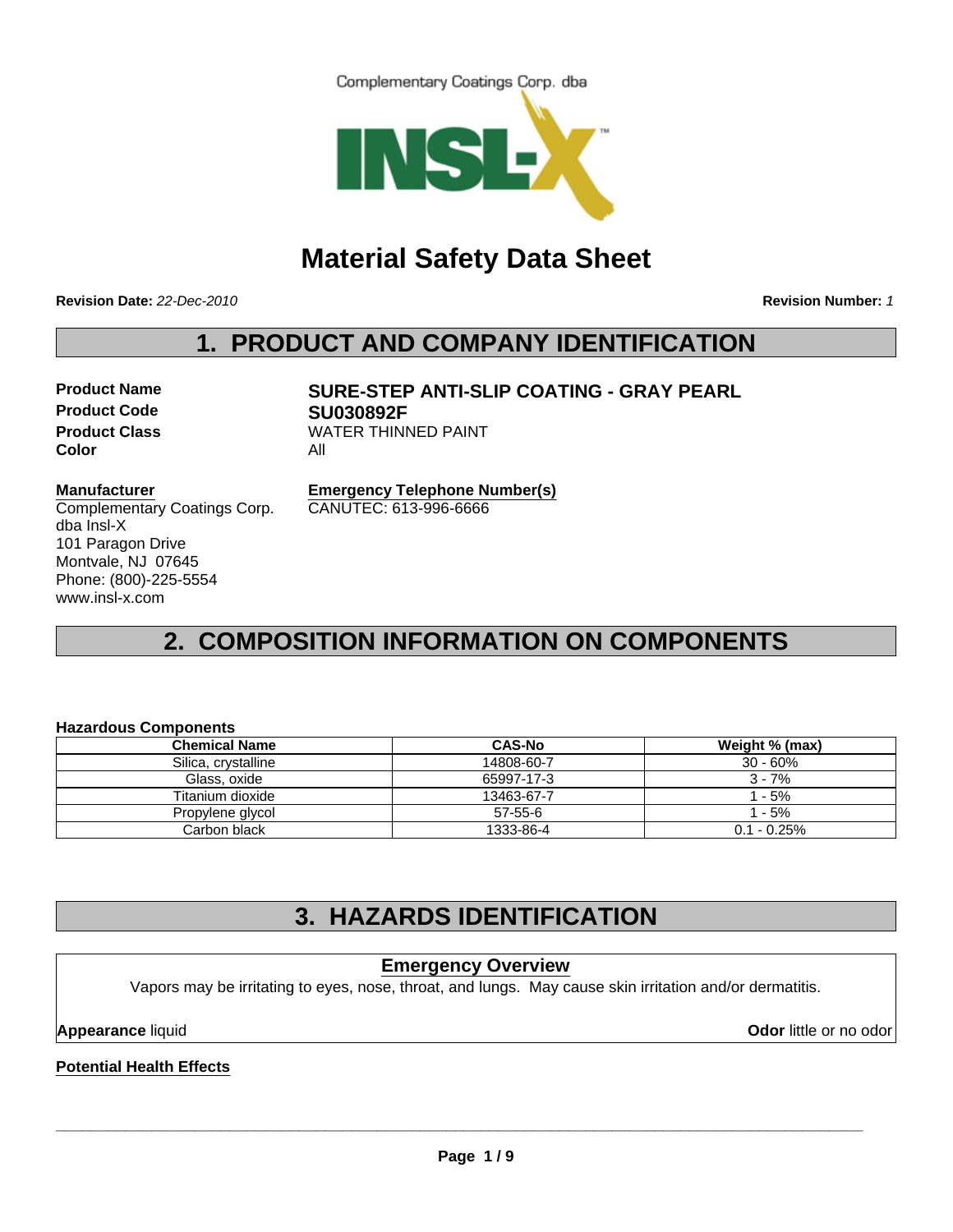Complementary Coatings Corp. dba

INSL-X™

# Material Safety Data Sheet

**Revision Date:** *22-Dec-2010* **Revision Number:** *1*

## 1. PRODUCT AND COMPANY IDENTIFICATION

**Product Name** **SURE-STEP ANTI-SLIP COATING - GRAY PEARL**
**Product Code** **SU030892F**
**Product Class** WATER THINNED PAINT
**Color** All

**Manufacturer**
Complementary Coatings Corp.
dba Insl-X
101 Paragon Drive
Montvale, NJ 07645
Phone: (800)-225-5554
www.insl-x.com

**Emergency Telephone Number(s)**
CANUTEC: 613-996-6666

## 2. COMPOSITION INFORMATION ON COMPONENTS

**Hazardous Components**

| Chemical Name | CAS-No | Weight % (max) |
|---|---|---|
| Silica, crystalline | 14808-60-7 | 30 - 60% |
| Glass, oxide | 65997-17-3 | 3 - 7% |
| Titanium dioxide | 13463-67-7 | 1 - 5% |
| Propylene glycol | 57-55-6 | 1 - 5% |
| Carbon black | 1333-86-4 | 0.1 - 0.25% |

## 3. HAZARDS IDENTIFICATION

### Emergency Overview

Vapors may be irritating to eyes, nose, throat, and lungs. May cause skin irritation and/or dermatitis.

**Appearance** liquid **Odor** little or no odor

**Potential Health Effects**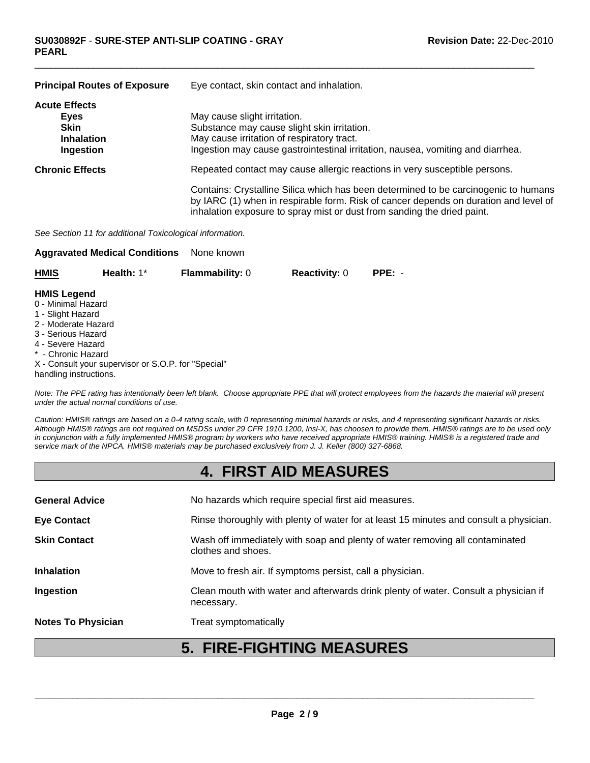**Principal Routes of Exposure** Eye contact, skin contact and inhalation.

**Acute Effects**

- **Eyes** May cause slight irritation.
- **Skin** Substance may cause slight skin irritation.
- **Inhalation** May cause irritation of respiratory tract.
- **Ingestion** Ingestion may cause gastrointestinal irritation, nausea, vomiting and diarrhea.

**Chronic Effects** Repeated contact may cause allergic reactions in very susceptible persons.

Contains: Crystalline Silica which has been determined to be carcinogenic to humans by IARC (1) when in respirable form. Risk of cancer depends on duration and level of inhalation exposure to spray mist or dust from sanding the dried paint.

*See Section 11 for additional Toxicological information.*

**Aggravated Medical Conditions** None known

| **HMIS** | **Health:** 1* | **Flammability:** 0 | **Reactivity:** 0 | **PPE:** - |
|---|---|---|---|---|

**HMIS Legend**

0 - Minimal Hazard
1 - Slight Hazard
2 - Moderate Hazard
3 - Serious Hazard
4 - Severe Hazard
* - Chronic Hazard
X - Consult your supervisor or S.O.P. for "Special" handling instructions.

*Note: The PPE rating has intentionally been left blank. Choose appropriate PPE that will protect employees from the hazards the material will present under the actual normal conditions of use.*

*Caution: HMIS® ratings are based on a 0-4 rating scale, with 0 representing minimal hazards or risks, and 4 representing significant hazards or risks. Although HMIS® ratings are not required on MSDSs under 29 CFR 1910.1200, Insl-X, has choosen to provide them. HMIS® ratings are to be used only in conjunction with a fully implemented HMIS® program by workers who have received appropriate HMIS® training. HMIS® is a registered trade and service mark of the NPCA. HMIS® materials may be purchased exclusively from J. J. Keller (800) 327-6868.*

# 4. FIRST AID MEASURES

**General Advice** No hazards which require special first aid measures.

**Eye Contact** Rinse thoroughly with plenty of water for at least 15 minutes and consult a physician.

**Skin Contact** Wash off immediately with soap and plenty of water removing all contaminated clothes and shoes.

**Inhalation** Move to fresh air. If symptoms persist, call a physician.

**Ingestion** Clean mouth with water and afterwards drink plenty of water. Consult a physician if necessary.

**Notes To Physician** Treat symptomatically

# 5. FIRE-FIGHTING MEASURES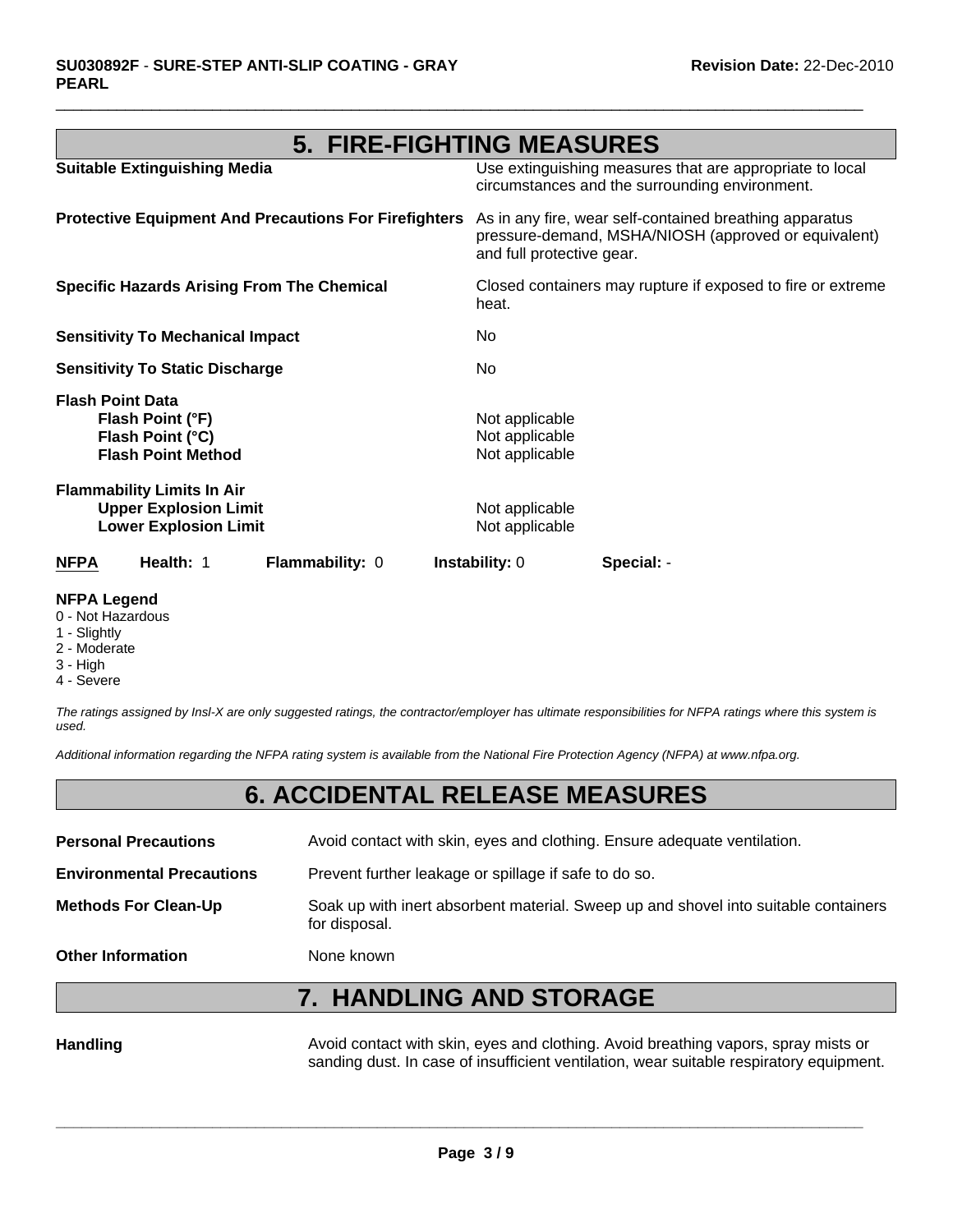## 5. FIRE-FIGHTING MEASURES

**Suitable Extinguishing Media** — Use extinguishing measures that are appropriate to local circumstances and the surrounding environment.

**Protective Equipment And Precautions For Firefighters** — As in any fire, wear self-contained breathing apparatus pressure-demand, MSHA/NIOSH (approved or equivalent) and full protective gear.

**Specific Hazards Arising From The Chemical** — Closed containers may rupture if exposed to fire or extreme heat.

**Sensitivity To Mechanical Impact** — No

**Sensitivity To Static Discharge** — No

**Flash Point Data**

- **Flash Point (°F)** — Not applicable
- **Flash Point (°C)** — Not applicable
- **Flash Point Method** — Not applicable

**Flammability Limits In Air**

- **Upper Explosion Limit** — Not applicable
- **Lower Explosion Limit** — Not applicable

| NFPA | Health: 1 | Flammability: 0 | Instability: 0 | Special: - |
|---|---|---|---|---|

**NFPA Legend**

0 - Not Hazardous
1 - Slightly
2 - Moderate
3 - High
4 - Severe

*The ratings assigned by Insl-X are only suggested ratings, the contractor/employer has ultimate responsibilities for NFPA ratings where this system is used.*

*Additional information regarding the NFPA rating system is available from the National Fire Protection Agency (NFPA) at www.nfpa.org.*

## 6. ACCIDENTAL RELEASE MEASURES

**Personal Precautions** — Avoid contact with skin, eyes and clothing. Ensure adequate ventilation.

**Environmental Precautions** — Prevent further leakage or spillage if safe to do so.

**Methods For Clean-Up** — Soak up with inert absorbent material. Sweep up and shovel into suitable containers for disposal.

**Other Information** — None known

## 7. HANDLING AND STORAGE

**Handling** — Avoid contact with skin, eyes and clothing. Avoid breathing vapors, spray mists or sanding dust. In case of insufficient ventilation, wear suitable respiratory equipment.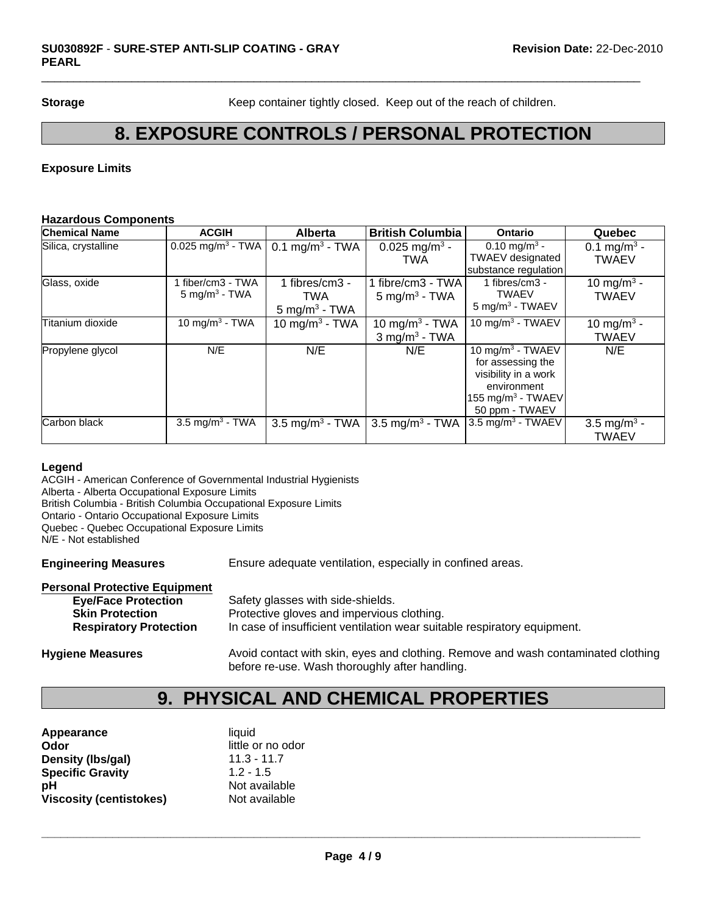**Storage** Keep container tightly closed. Keep out of the reach of children.

# 8. EXPOSURE CONTROLS / PERSONAL PROTECTION

**Exposure Limits**

**Hazardous Components**

| Chemical Name | ACGIH | Alberta | British Columbia | Ontario | Quebec |
|---|---|---|---|---|---|
| Silica, crystalline | 0.025 $mg/m^3$ - TWA | 0.1 $mg/m^3$ - TWA | 0.025 $mg/m^3$ - TWA | 0.10 $mg/m^3$ - TWAEV designated substance regulation | 0.1 $mg/m^3$ - TWAEV |
| Glass, oxide | 1 fiber/cm3 - TWA 5 $mg/m^3$ - TWA | 1 fibres/cm3 - TWA 5 $mg/m^3$ - TWA | 1 fibre/cm3 - TWA 5 $mg/m^3$ - TWA | 1 fibres/cm3 - TWAEV 5 $mg/m^3$ - TWAEV | 10 $mg/m^3$ - TWAEV |
| Titanium dioxide | 10 $mg/m^3$ - TWA | 10 $mg/m^3$ - TWA | 10 $mg/m^3$ - TWA 3 $mg/m^3$ - TWA | 10 $mg/m^3$ - TWAEV | 10 $mg/m^3$ - TWAEV |
| Propylene glycol | N/E | N/E | N/E | 10 $mg/m^3$ - TWAEV for assessing the visibility in a work environment 155 $mg/m^3$ - TWAEV 50 ppm - TWAEV | N/E |
| Carbon black | 3.5 $mg/m^3$ - TWA | 3.5 $mg/m^3$ - TWA | 3.5 $mg/m^3$ - TWA | 3.5 $mg/m^3$ - TWAEV | 3.5 $mg/m^3$ - TWAEV |

**Legend**
ACGIH - American Conference of Governmental Industrial Hygienists
Alberta - Alberta Occupational Exposure Limits
British Columbia - British Columbia Occupational Exposure Limits
Ontario - Ontario Occupational Exposure Limits
Quebec - Quebec Occupational Exposure Limits
N/E - Not established

**Engineering Measures** Ensure adequate ventilation, especially in confined areas.

**Personal Protective Equipment**

- **Eye/Face Protection** Safety glasses with side-shields.
- **Skin Protection** Protective gloves and impervious clothing.
- **Respiratory Protection** In case of insufficient ventilation wear suitable respiratory equipment.

**Hygiene Measures** Avoid contact with skin, eyes and clothing. Remove and wash contaminated clothing before re-use. Wash thoroughly after handling.

# 9. PHYSICAL AND CHEMICAL PROPERTIES

**Appearance** liquid
**Odor** little or no odor
**Density (lbs/gal)** 11.3 - 11.7
**Specific Gravity** 1.2 - 1.5
**pH** Not available
**Viscosity (centistokes)** Not available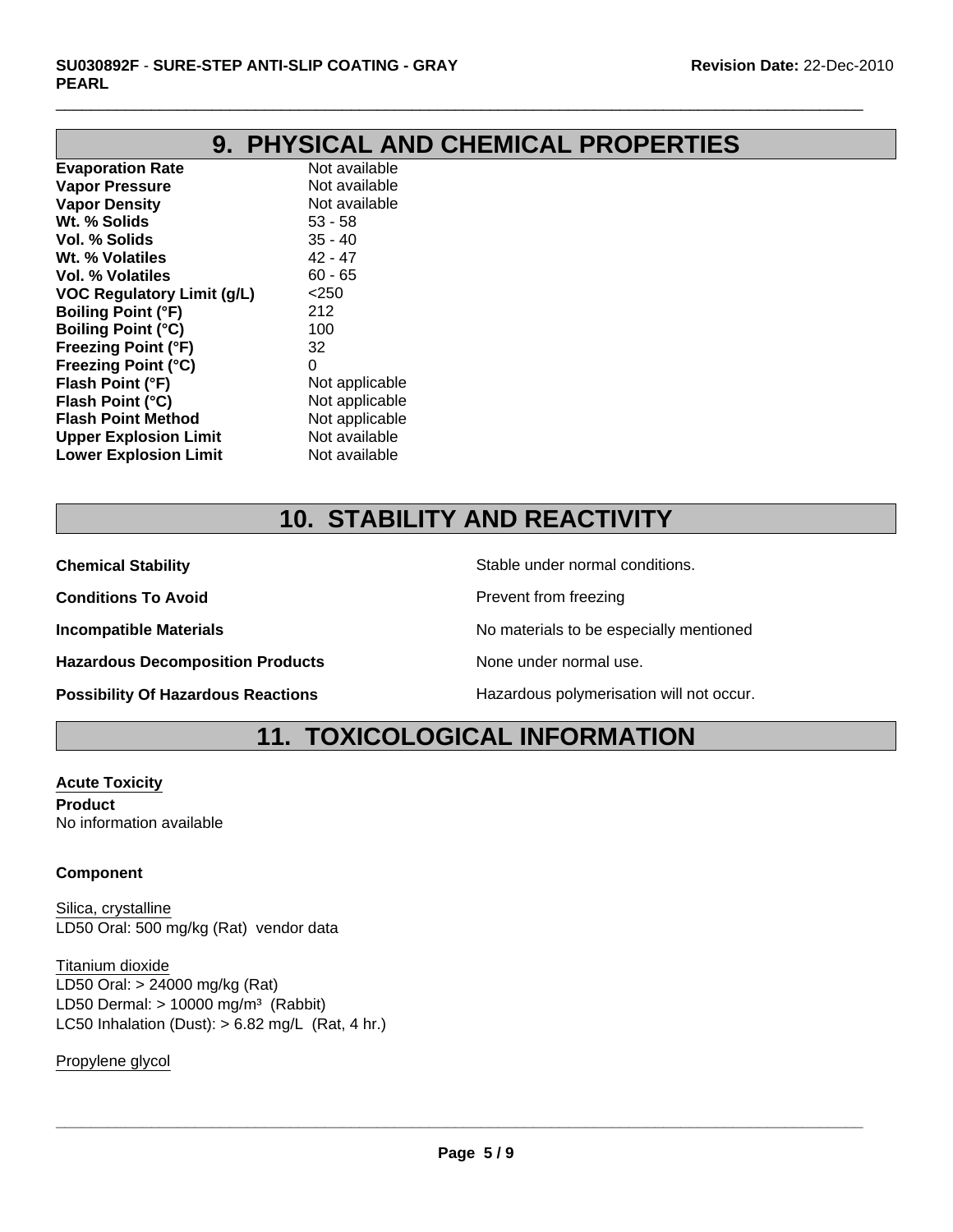## 9. PHYSICAL AND CHEMICAL PROPERTIES

| | |
|---|---|
| **Evaporation Rate** | Not available |
| **Vapor Pressure** | Not available |
| **Vapor Density** | Not available |
| **Wt. % Solids** | 53 - 58 |
| **Vol. % Solids** | 35 - 40 |
| **Wt. % Volatiles** | 42 - 47 |
| **Vol. % Volatiles** | 60 - 65 |
| **VOC Regulatory Limit (g/L)** | <250 |
| **Boiling Point (°F)** | 212 |
| **Boiling Point (°C)** | 100 |
| **Freezing Point (°F)** | 32 |
| **Freezing Point (°C)** | 0 |
| **Flash Point (°F)** | Not applicable |
| **Flash Point (°C)** | Not applicable |
| **Flash Point Method** | Not applicable |
| **Upper Explosion Limit** | Not available |
| **Lower Explosion Limit** | Not available |

## 10. STABILITY AND REACTIVITY

| | |
|---|---|
| **Chemical Stability** | Stable under normal conditions. |
| **Conditions To Avoid** | Prevent from freezing |
| **Incompatible Materials** | No materials to be especially mentioned |
| **Hazardous Decomposition Products** | None under normal use. |
| **Possibility Of Hazardous Reactions** | Hazardous polymerisation will not occur. |

## 11. TOXICOLOGICAL INFORMATION

**Acute Toxicity**

**Product**
No information available

**Component**

Silica, crystalline
LD50 Oral: 500 mg/kg (Rat) vendor data

Titanium dioxide
LD50 Oral: > 24000 mg/kg (Rat)
LD50 Dermal: > 10000 mg/m³ (Rabbit)
LC50 Inhalation (Dust): > 6.82 mg/L (Rat, 4 hr.)

Propylene glycol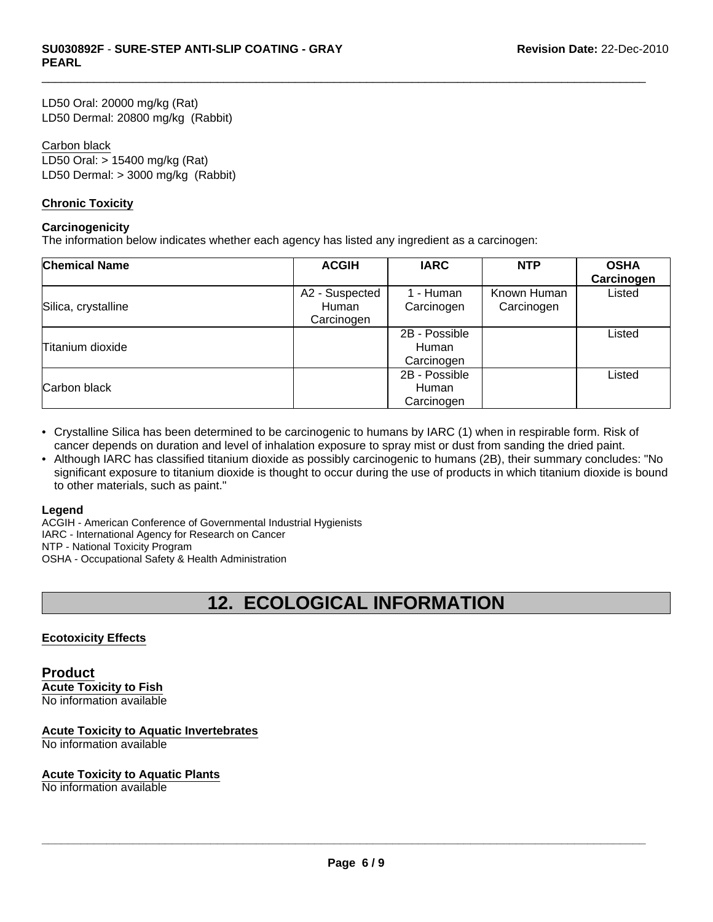LD50 Oral: 20000 mg/kg (Rat)
LD50 Dermal: 20800 mg/kg (Rabbit)

Carbon black
LD50 Oral: > 15400 mg/kg (Rat)
LD50 Dermal: > 3000 mg/kg (Rabbit)

**Chronic Toxicity**

**Carcinogenicity**
The information below indicates whether each agency has listed any ingredient as a carcinogen:

| Chemical Name | ACGIH | IARC | NTP | OSHA Carcinogen |
|---|---|---|---|---|
| Silica, crystalline | A2 - Suspected Human Carcinogen | 1 - Human Carcinogen | Known Human Carcinogen | Listed |
| Titanium dioxide | | 2B - Possible Human Carcinogen | | Listed |
| Carbon black | | 2B - Possible Human Carcinogen | | Listed |

- Crystalline Silica has been determined to be carcinogenic to humans by IARC (1) when in respirable form. Risk of cancer depends on duration and level of inhalation exposure to spray mist or dust from sanding the dried paint.
- Although IARC has classified titanium dioxide as possibly carcinogenic to humans (2B), their summary concludes: "No significant exposure to titanium dioxide is thought to occur during the use of products in which titanium dioxide is bound to other materials, such as paint."

**Legend**
ACGIH - American Conference of Governmental Industrial Hygienists
IARC - International Agency for Research on Cancer
NTP - National Toxicity Program
OSHA - Occupational Safety & Health Administration

# 12. ECOLOGICAL INFORMATION

**Ecotoxicity Effects**

## Product

**Acute Toxicity to Fish**
No information available

**Acute Toxicity to Aquatic Invertebrates**
No information available

**Acute Toxicity to Aquatic Plants**
No information available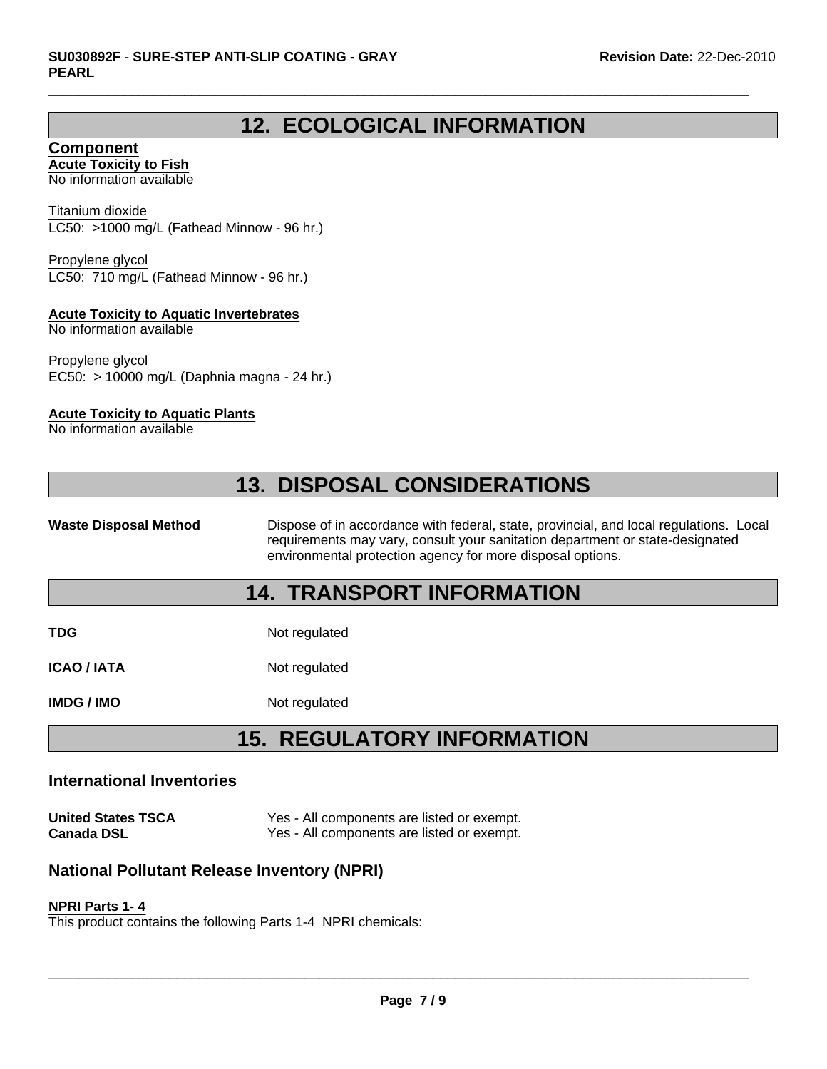## 12. ECOLOGICAL INFORMATION

**Component**

**Acute Toxicity to Fish**

No information available

Titanium dioxide
LC50: >1000 mg/L (Fathead Minnow - 96 hr.)

Propylene glycol
LC50: 710 mg/L (Fathead Minnow - 96 hr.)

**Acute Toxicity to Aquatic Invertebrates**

No information available

Propylene glycol
EC50: > 10000 mg/L (Daphnia magna - 24 hr.)

**Acute Toxicity to Aquatic Plants**

No information available

## 13. DISPOSAL CONSIDERATIONS

**Waste Disposal Method** — Dispose of in accordance with federal, state, provincial, and local regulations. Local requirements may vary, consult your sanitation department or state-designated environmental protection agency for more disposal options.

## 14. TRANSPORT INFORMATION

**TDG** — Not regulated

**ICAO / IATA** — Not regulated

**IMDG / IMO** — Not regulated

## 15. REGULATORY INFORMATION

### International Inventories

**United States TSCA** — Yes - All components are listed or exempt.
**Canada DSL** — Yes - All components are listed or exempt.

### National Pollutant Release Inventory (NPRI)

**NPRI Parts 1- 4**

This product contains the following Parts 1-4 NPRI chemicals: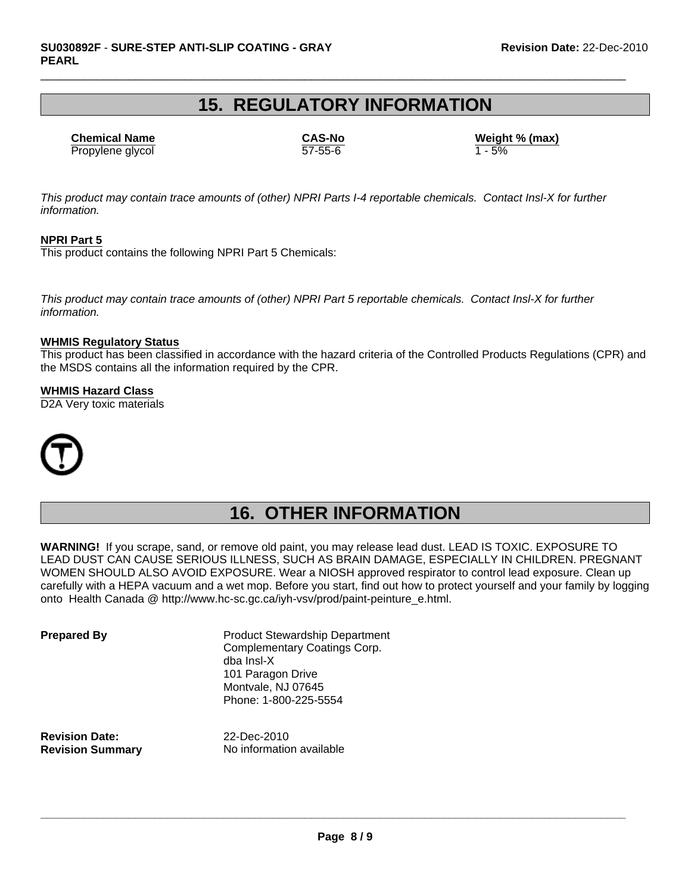## 15. REGULATORY INFORMATION

| Chemical Name | CAS-No | Weight % (max) |
|---|---|---|
| Propylene glycol | 57-55-6 | 1 - 5% |

*This product may contain trace amounts of (other) NPRI Parts I-4 reportable chemicals. Contact Insl-X for further information.*

**NPRI Part 5**

This product contains the following NPRI Part 5 Chemicals:

*This product may contain trace amounts of (other) NPRI Part 5 reportable chemicals. Contact Insl-X for further information.*

**WHMIS Regulatory Status**

This product has been classified in accordance with the hazard criteria of the Controlled Products Regulations (CPR) and the MSDS contains all the information required by the CPR.

**WHMIS Hazard Class**

D2A Very toxic materials

## 16. OTHER INFORMATION

**WARNING!** If you scrape, sand, or remove old paint, you may release lead dust. LEAD IS TOXIC. EXPOSURE TO LEAD DUST CAN CAUSE SERIOUS ILLNESS, SUCH AS BRAIN DAMAGE, ESPECIALLY IN CHILDREN. PREGNANT WOMEN SHOULD ALSO AVOID EXPOSURE. Wear a NIOSH approved respirator to control lead exposure. Clean up carefully with a HEPA vacuum and a wet mop. Before you start, find out how to protect yourself and your family by logging onto Health Canada @ http://www.hc-sc.gc.ca/iyh-vsv/prod/paint-peinture_e.html.

**Prepared By**

Product Stewardship Department
Complementary Coatings Corp.
dba Insl-X
101 Paragon Drive
Montvale, NJ 07645
Phone: 1-800-225-5554

**Revision Date:** 22-Dec-2010

**Revision Summary** No information available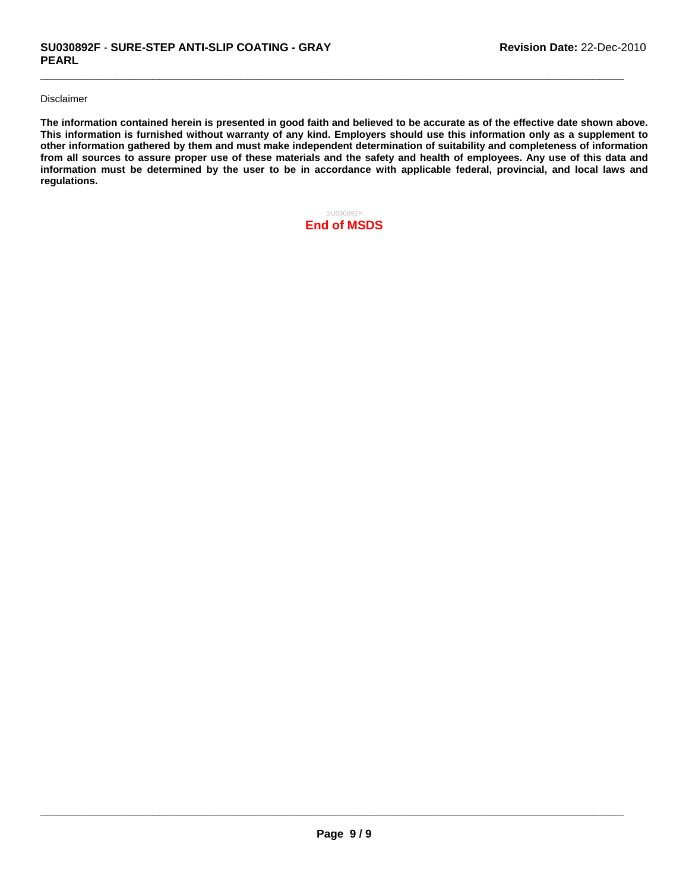Disclaimer

**The information contained herein is presented in good faith and believed to be accurate as of the effective date shown above. This information is furnished without warranty of any kind. Employers should use this information only as a supplement to other information gathered by them and must make independent determination of suitability and completeness of information from all sources to assure proper use of these materials and the safety and health of employees. Any use of this data and information must be determined by the user to be in accordance with applicable federal, provincial, and local laws and regulations.**

SU030892F

**End of MSDS**